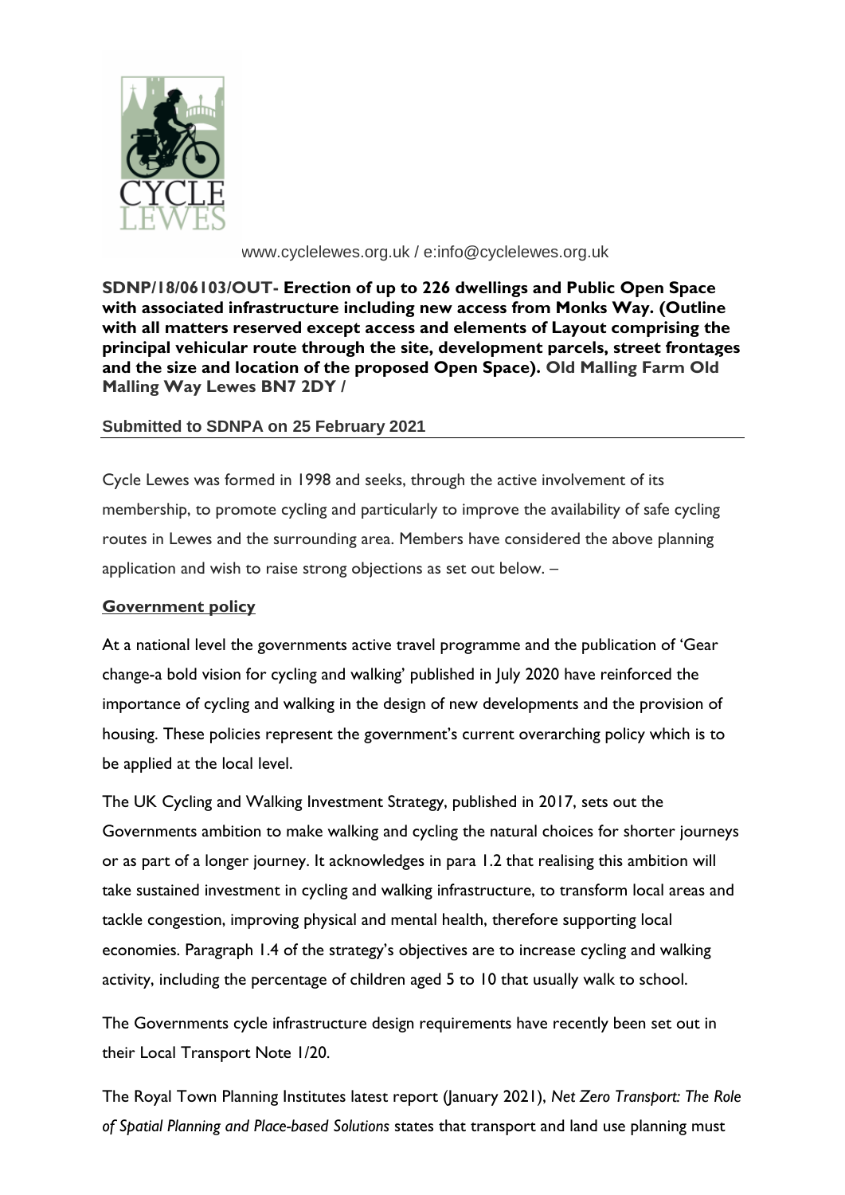www.cyclelewes.org.uk / e:info@cyclelewes.org.uk

**SDNP/18/06103/OUT- Erection of up to 226 dwellings and Public Open Space with associated infrastructure including new access from Monks Way. (Outline with all matters reserved except access and elements of Layout comprising the principal vehicular route through the site, development parcels, street frontages and the size and location of the proposed Open Space). Old Malling Farm Old Malling Way Lewes BN7 2DY /**

**Submitted to SDNPA on 25 February 2021**

---

Cycle Lewes was formed in 1998 and seeks, through the active involvement of its membership, to promote cycling and particularly to improve the availability of safe cycling routes in Lewes and the surrounding area. Members have considered the above planning application and wish to raise strong objections as set out below. –

**Government policy**

At a national level the governments active travel programme and the publication of 'Gear change-a bold vision for cycling and walking' published in July 2020 have reinforced the importance of cycling and walking in the design of new developments and the provision of housing. These policies represent the government's current overarching policy which is to be applied at the local level.

The UK Cycling and Walking Investment Strategy, published in 2017, sets out the Governments ambition to make walking and cycling the natural choices for shorter journeys or as part of a longer journey. It acknowledges in para 1.2 that realising this ambition will take sustained investment in cycling and walking infrastructure, to transform local areas and tackle congestion, improving physical and mental health, therefore supporting local economies. Paragraph 1.4 of the strategy's objectives are to increase cycling and walking activity, including the percentage of children aged 5 to 10 that usually walk to school.

The Governments cycle infrastructure design requirements have recently been set out in their Local Transport Note 1/20.

The Royal Town Planning Institutes latest report (January 2021), *Net Zero Transport: The Role of Spatial Planning and Place-based Solutions* states that transport and land use planning must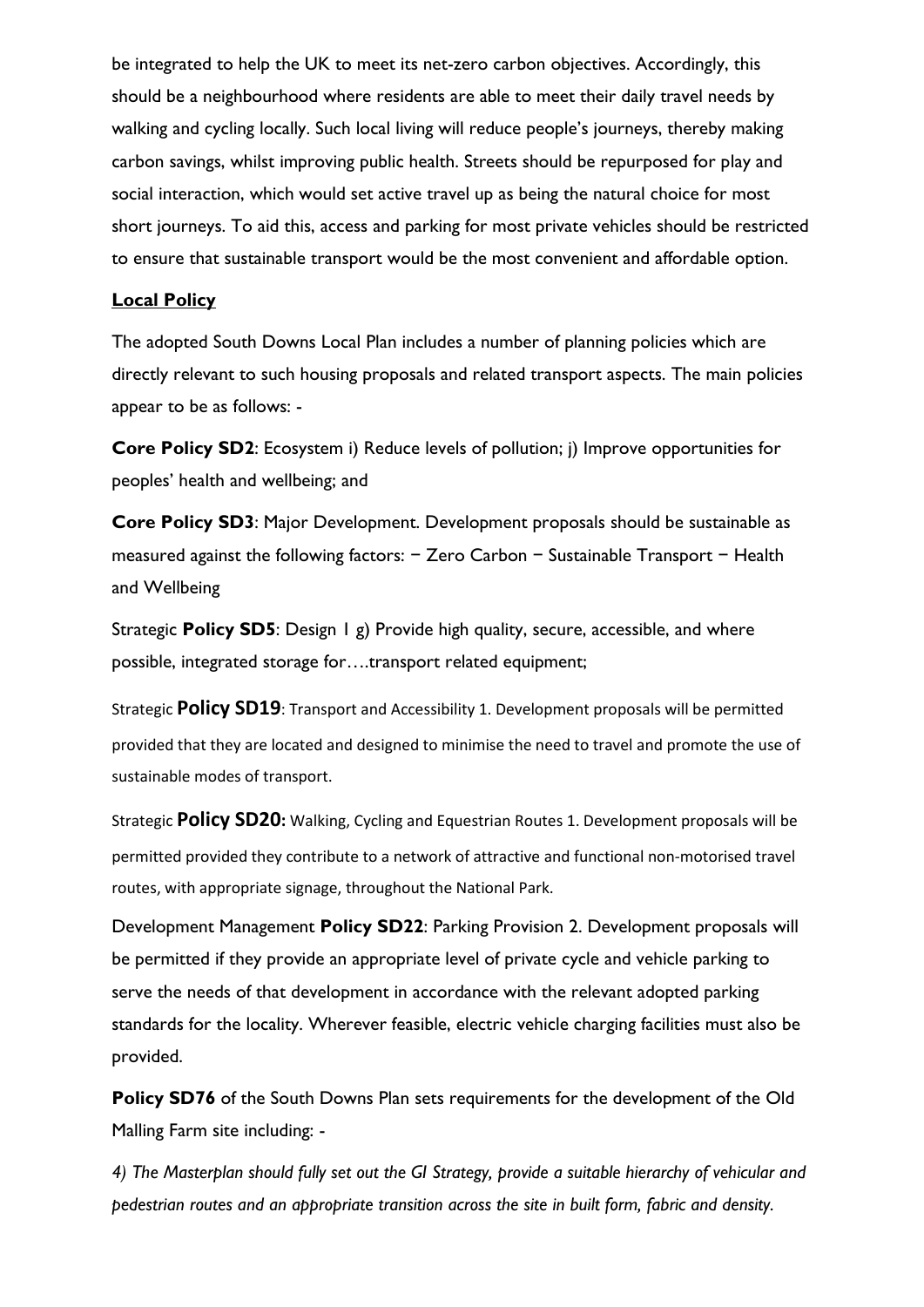be integrated to help the UK to meet its net-zero carbon objectives. Accordingly, this should be a neighbourhood where residents are able to meet their daily travel needs by walking and cycling locally. Such local living will reduce people's journeys, thereby making carbon savings, whilst improving public health. Streets should be repurposed for play and social interaction, which would set active travel up as being the natural choice for most short journeys. To aid this, access and parking for most private vehicles should be restricted to ensure that sustainable transport would be the most convenient and affordable option.

**Local Policy**

The adopted South Downs Local Plan includes a number of planning policies which are directly relevant to such housing proposals and related transport aspects. The main policies appear to be as follows: -

**Core Policy SD2**: Ecosystem i) Reduce levels of pollution; j) Improve opportunities for peoples' health and wellbeing; and

**Core Policy SD3**: Major Development. Development proposals should be sustainable as measured against the following factors: − Zero Carbon − Sustainable Transport − Health and Wellbeing

Strategic **Policy SD5**: Design 1 g) Provide high quality, secure, accessible, and where possible, integrated storage for….transport related equipment;

Strategic **Policy SD19**: Transport and Accessibility 1. Development proposals will be permitted provided that they are located and designed to minimise the need to travel and promote the use of sustainable modes of transport.

Strategic **Policy SD20:** Walking, Cycling and Equestrian Routes 1. Development proposals will be permitted provided they contribute to a network of attractive and functional non-motorised travel routes, with appropriate signage, throughout the National Park.

Development Management **Policy SD22**: Parking Provision 2. Development proposals will be permitted if they provide an appropriate level of private cycle and vehicle parking to serve the needs of that development in accordance with the relevant adopted parking standards for the locality. Wherever feasible, electric vehicle charging facilities must also be provided.

**Policy SD76** of the South Downs Plan sets requirements for the development of the Old Malling Farm site including: -

*4) The Masterplan should fully set out the GI Strategy, provide a suitable hierarchy of vehicular and pedestrian routes and an appropriate transition across the site in built form, fabric and density.*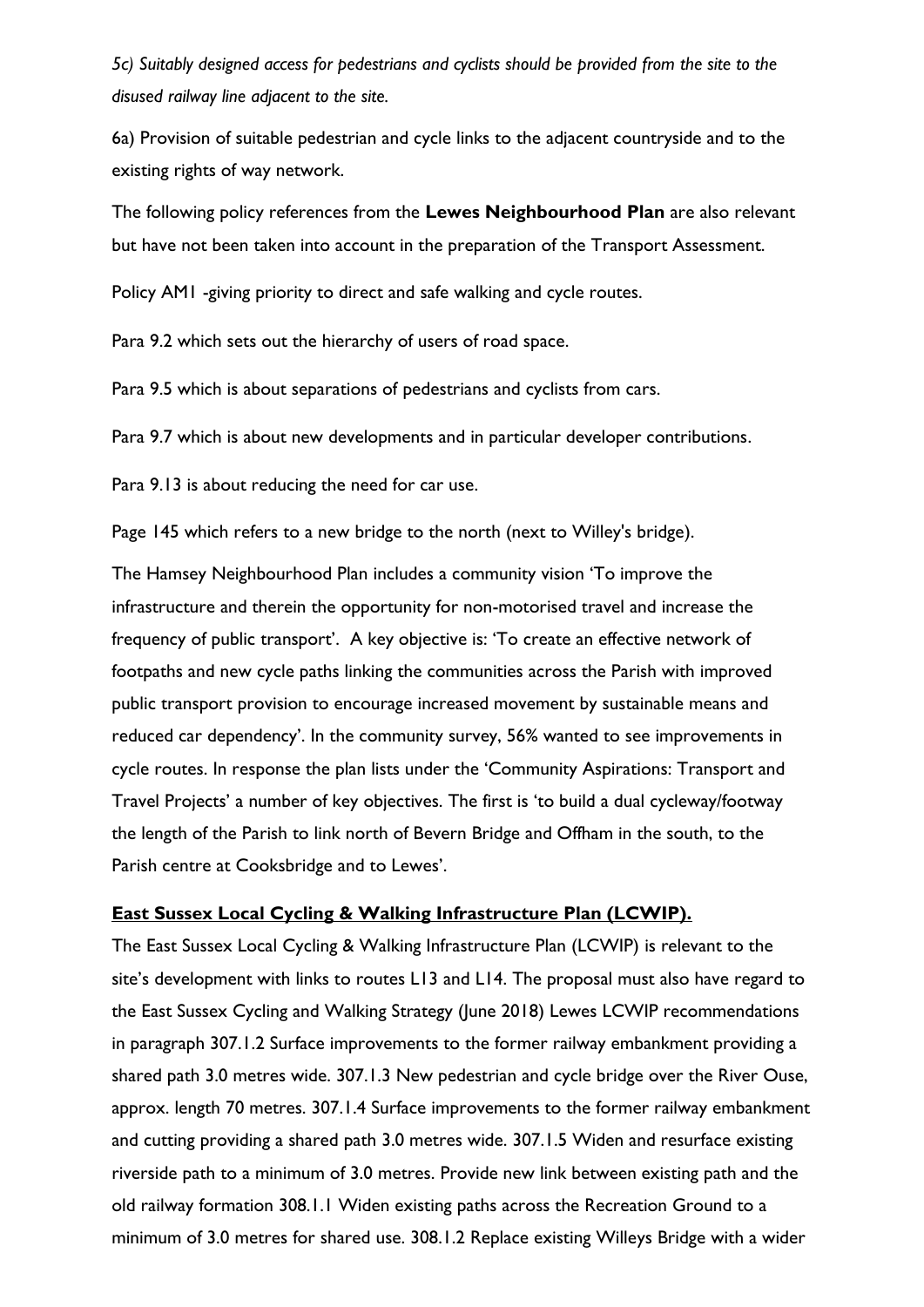*5c) Suitably designed access for pedestrians and cyclists should be provided from the site to the disused railway line adjacent to the site.*

6a) Provision of suitable pedestrian and cycle links to the adjacent countryside and to the existing rights of way network.

The following policy references from the **Lewes Neighbourhood Plan** are also relevant but have not been taken into account in the preparation of the Transport Assessment.

Policy AM1 -giving priority to direct and safe walking and cycle routes.

Para 9.2 which sets out the hierarchy of users of road space.

Para 9.5 which is about separations of pedestrians and cyclists from cars.

Para 9.7 which is about new developments and in particular developer contributions.

Para 9.13 is about reducing the need for car use.

Page 145 which refers to a new bridge to the north (next to Willey's bridge).

The Hamsey Neighbourhood Plan includes a community vision 'To improve the infrastructure and therein the opportunity for non-motorised travel and increase the frequency of public transport'. A key objective is: 'To create an effective network of footpaths and new cycle paths linking the communities across the Parish with improved public transport provision to encourage increased movement by sustainable means and reduced car dependency'. In the community survey, 56% wanted to see improvements in cycle routes. In response the plan lists under the 'Community Aspirations: Transport and Travel Projects' a number of key objectives. The first is 'to build a dual cycleway/footway the length of the Parish to link north of Bevern Bridge and Offham in the south, to the Parish centre at Cooksbridge and to Lewes'.

**East Sussex Local Cycling & Walking Infrastructure Plan (LCWIP).**

The East Sussex Local Cycling & Walking Infrastructure Plan (LCWIP) is relevant to the site's development with links to routes L13 and L14. The proposal must also have regard to the East Sussex Cycling and Walking Strategy (June 2018) Lewes LCWIP recommendations in paragraph 307.1.2 Surface improvements to the former railway embankment providing a shared path 3.0 metres wide. 307.1.3 New pedestrian and cycle bridge over the River Ouse, approx. length 70 metres. 307.1.4 Surface improvements to the former railway embankment and cutting providing a shared path 3.0 metres wide. 307.1.5 Widen and resurface existing riverside path to a minimum of 3.0 metres. Provide new link between existing path and the old railway formation 308.1.1 Widen existing paths across the Recreation Ground to a minimum of 3.0 metres for shared use. 308.1.2 Replace existing Willeys Bridge with a wider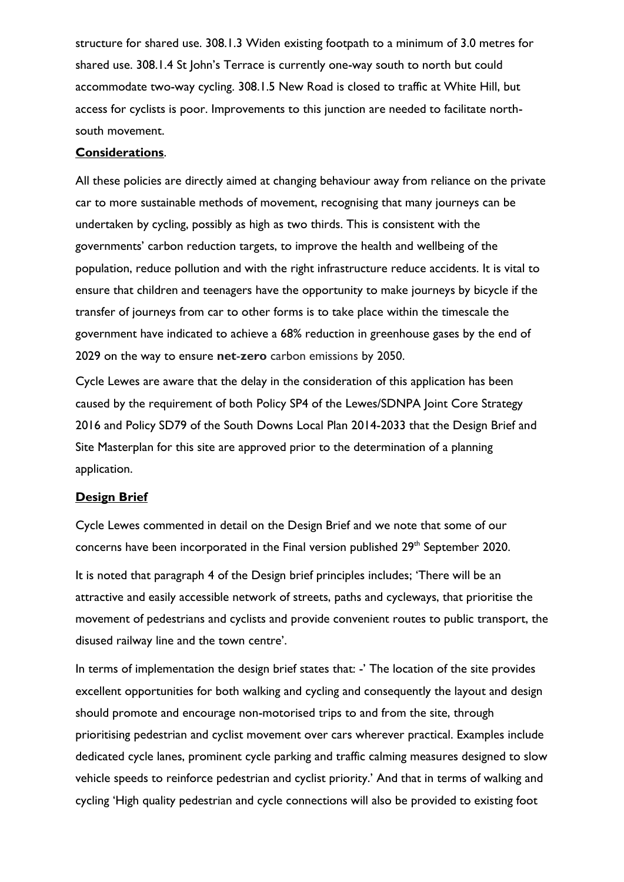structure for shared use. 308.1.3 Widen existing footpath to a minimum of 3.0 metres for shared use. 308.1.4 St John's Terrace is currently one-way south to north but could accommodate two-way cycling. 308.1.5 New Road is closed to traffic at White Hill, but access for cyclists is poor. Improvements to this junction are needed to facilitate north-south movement.

**Considerations**.

All these policies are directly aimed at changing behaviour away from reliance on the private car to more sustainable methods of movement, recognising that many journeys can be undertaken by cycling, possibly as high as two thirds. This is consistent with the governments' carbon reduction targets, to improve the health and wellbeing of the population, reduce pollution and with the right infrastructure reduce accidents. It is vital to ensure that children and teenagers have the opportunity to make journeys by bicycle if the transfer of journeys from car to other forms is to take place within the timescale the government have indicated to achieve a 68% reduction in greenhouse gases by the end of 2029 on the way to ensure **net-zero** carbon emissions by 2050.

Cycle Lewes are aware that the delay in the consideration of this application has been caused by the requirement of both Policy SP4 of the Lewes/SDNPA Joint Core Strategy 2016 and Policy SD79 of the South Downs Local Plan 2014-2033 that the Design Brief and Site Masterplan for this site are approved prior to the determination of a planning application.

**Design Brief**

Cycle Lewes commented in detail on the Design Brief and we note that some of our concerns have been incorporated in the Final version published 29th September 2020.

It is noted that paragraph 4 of the Design brief principles includes; 'There will be an attractive and easily accessible network of streets, paths and cycleways, that prioritise the movement of pedestrians and cyclists and provide convenient routes to public transport, the disused railway line and the town centre'.

In terms of implementation the design brief states that: -' The location of the site provides excellent opportunities for both walking and cycling and consequently the layout and design should promote and encourage non-motorised trips to and from the site, through prioritising pedestrian and cyclist movement over cars wherever practical. Examples include dedicated cycle lanes, prominent cycle parking and traffic calming measures designed to slow vehicle speeds to reinforce pedestrian and cyclist priority.' And that in terms of walking and cycling 'High quality pedestrian and cycle connections will also be provided to existing foot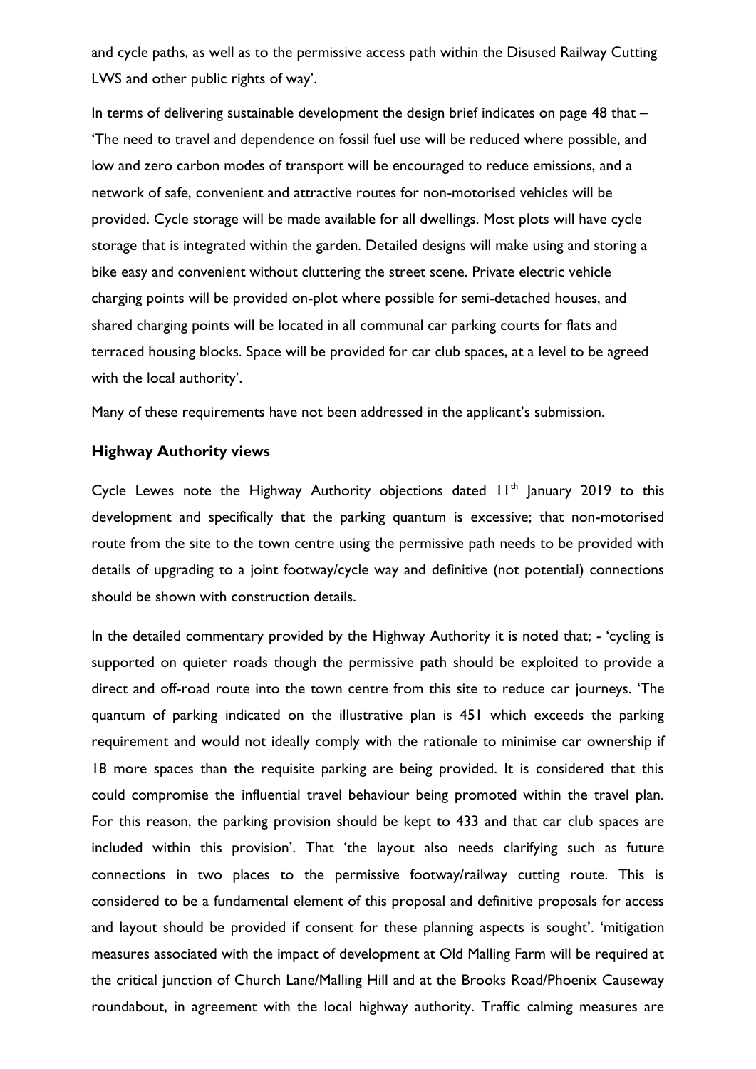and cycle paths, as well as to the permissive access path within the Disused Railway Cutting LWS and other public rights of way'.

In terms of delivering sustainable development the design brief indicates on page 48 that – 'The need to travel and dependence on fossil fuel use will be reduced where possible, and low and zero carbon modes of transport will be encouraged to reduce emissions, and a network of safe, convenient and attractive routes for non-motorised vehicles will be provided. Cycle storage will be made available for all dwellings. Most plots will have cycle storage that is integrated within the garden. Detailed designs will make using and storing a bike easy and convenient without cluttering the street scene. Private electric vehicle charging points will be provided on-plot where possible for semi-detached houses, and shared charging points will be located in all communal car parking courts for flats and terraced housing blocks. Space will be provided for car club spaces, at a level to be agreed with the local authority'.

Many of these requirements have not been addressed in the applicant's submission.

## Highway Authority views

Cycle Lewes note the Highway Authority objections dated 11th January 2019 to this development and specifically that the parking quantum is excessive; that non-motorised route from the site to the town centre using the permissive path needs to be provided with details of upgrading to a joint footway/cycle way and definitive (not potential) connections should be shown with construction details.

In the detailed commentary provided by the Highway Authority it is noted that; - 'cycling is supported on quieter roads though the permissive path should be exploited to provide a direct and off-road route into the town centre from this site to reduce car journeys. 'The quantum of parking indicated on the illustrative plan is 451 which exceeds the parking requirement and would not ideally comply with the rationale to minimise car ownership if 18 more spaces than the requisite parking are being provided. It is considered that this could compromise the influential travel behaviour being promoted within the travel plan. For this reason, the parking provision should be kept to 433 and that car club spaces are included within this provision'. That 'the layout also needs clarifying such as future connections in two places to the permissive footway/railway cutting route. This is considered to be a fundamental element of this proposal and definitive proposals for access and layout should be provided if consent for these planning aspects is sought'. 'mitigation measures associated with the impact of development at Old Malling Farm will be required at the critical junction of Church Lane/Malling Hill and at the Brooks Road/Phoenix Causeway roundabout, in agreement with the local highway authority. Traffic calming measures are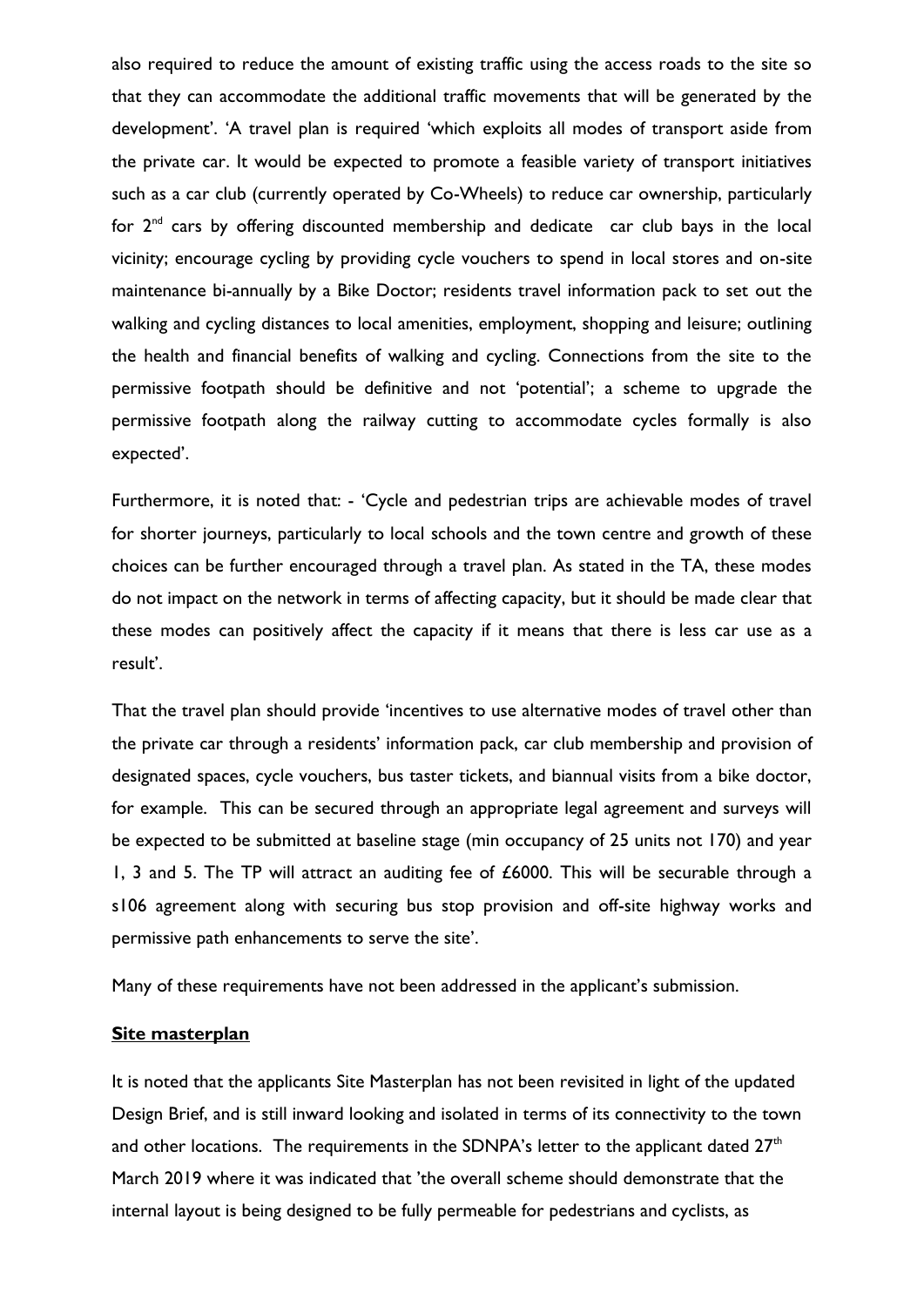also required to reduce the amount of existing traffic using the access roads to the site so that they can accommodate the additional traffic movements that will be generated by the development'. 'A travel plan is required 'which exploits all modes of transport aside from the private car. It would be expected to promote a feasible variety of transport initiatives such as a car club (currently operated by Co-Wheels) to reduce car ownership, particularly for 2nd cars by offering discounted membership and dedicate car club bays in the local vicinity; encourage cycling by providing cycle vouchers to spend in local stores and on-site maintenance bi-annually by a Bike Doctor; residents travel information pack to set out the walking and cycling distances to local amenities, employment, shopping and leisure; outlining the health and financial benefits of walking and cycling. Connections from the site to the permissive footpath should be definitive and not 'potential'; a scheme to upgrade the permissive footpath along the railway cutting to accommodate cycles formally is also expected'.

Furthermore, it is noted that: - 'Cycle and pedestrian trips are achievable modes of travel for shorter journeys, particularly to local schools and the town centre and growth of these choices can be further encouraged through a travel plan. As stated in the TA, these modes do not impact on the network in terms of affecting capacity, but it should be made clear that these modes can positively affect the capacity if it means that there is less car use as a result'.

That the travel plan should provide 'incentives to use alternative modes of travel other than the private car through a residents' information pack, car club membership and provision of designated spaces, cycle vouchers, bus taster tickets, and biannual visits from a bike doctor, for example. This can be secured through an appropriate legal agreement and surveys will be expected to be submitted at baseline stage (min occupancy of 25 units not 170) and year 1, 3 and 5. The TP will attract an auditing fee of £6000. This will be securable through a s106 agreement along with securing bus stop provision and off-site highway works and permissive path enhancements to serve the site'.

Many of these requirements have not been addressed in the applicant's submission.

**Site masterplan**

It is noted that the applicants Site Masterplan has not been revisited in light of the updated Design Brief, and is still inward looking and isolated in terms of its connectivity to the town and other locations. The requirements in the SDNPA's letter to the applicant dated 27th March 2019 where it was indicated that 'the overall scheme should demonstrate that the internal layout is being designed to be fully permeable for pedestrians and cyclists, as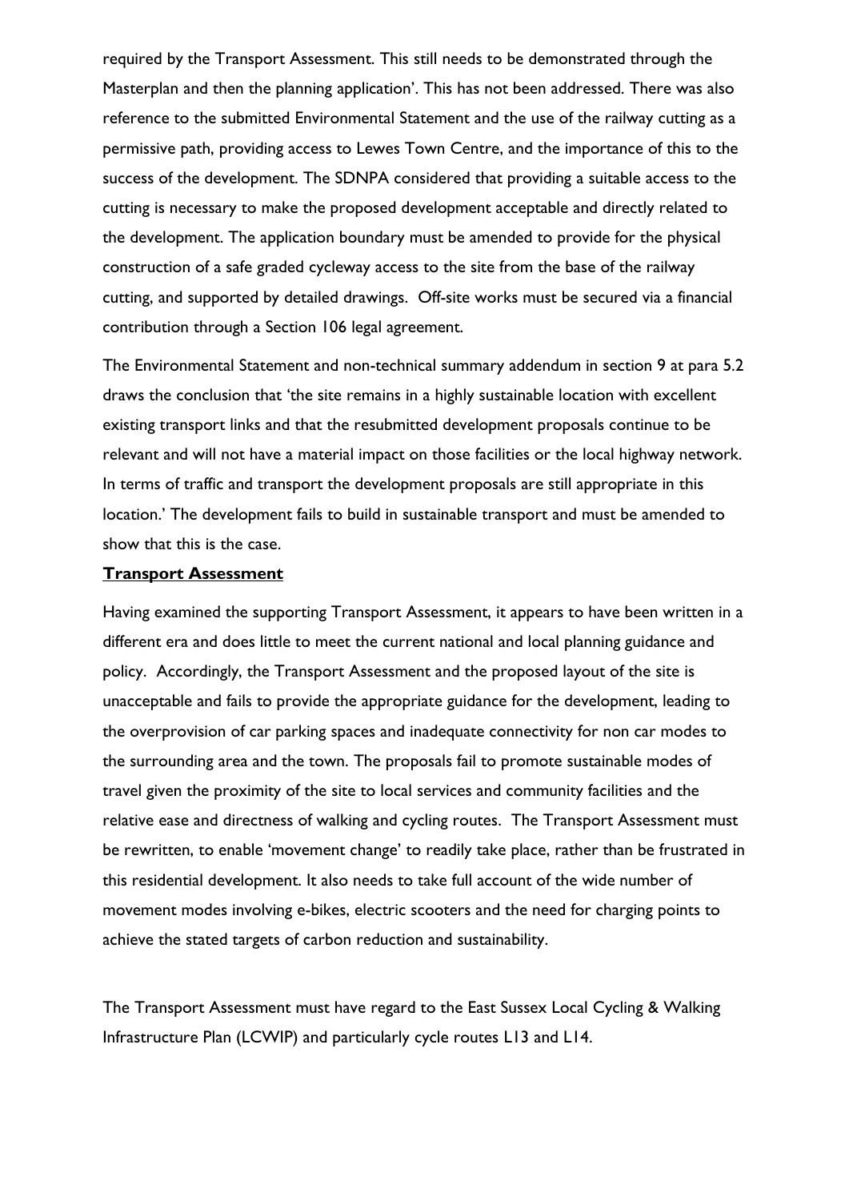required by the Transport Assessment. This still needs to be demonstrated through the Masterplan and then the planning application'. This has not been addressed. There was also reference to the submitted Environmental Statement and the use of the railway cutting as a permissive path, providing access to Lewes Town Centre, and the importance of this to the success of the development. The SDNPA considered that providing a suitable access to the cutting is necessary to make the proposed development acceptable and directly related to the development. The application boundary must be amended to provide for the physical construction of a safe graded cycleway access to the site from the base of the railway cutting, and supported by detailed drawings. Off-site works must be secured via a financial contribution through a Section 106 legal agreement.

The Environmental Statement and non-technical summary addendum in section 9 at para 5.2 draws the conclusion that 'the site remains in a highly sustainable location with excellent existing transport links and that the resubmitted development proposals continue to be relevant and will not have a material impact on those facilities or the local highway network. In terms of traffic and transport the development proposals are still appropriate in this location.' The development fails to build in sustainable transport and must be amended to show that this is the case.

**Transport Assessment**

Having examined the supporting Transport Assessment, it appears to have been written in a different era and does little to meet the current national and local planning guidance and policy. Accordingly, the Transport Assessment and the proposed layout of the site is unacceptable and fails to provide the appropriate guidance for the development, leading to the overprovision of car parking spaces and inadequate connectivity for non car modes to the surrounding area and the town. The proposals fail to promote sustainable modes of travel given the proximity of the site to local services and community facilities and the relative ease and directness of walking and cycling routes. The Transport Assessment must be rewritten, to enable 'movement change' to readily take place, rather than be frustrated in this residential development. It also needs to take full account of the wide number of movement modes involving e-bikes, electric scooters and the need for charging points to achieve the stated targets of carbon reduction and sustainability.

The Transport Assessment must have regard to the East Sussex Local Cycling & Walking Infrastructure Plan (LCWIP) and particularly cycle routes L13 and L14.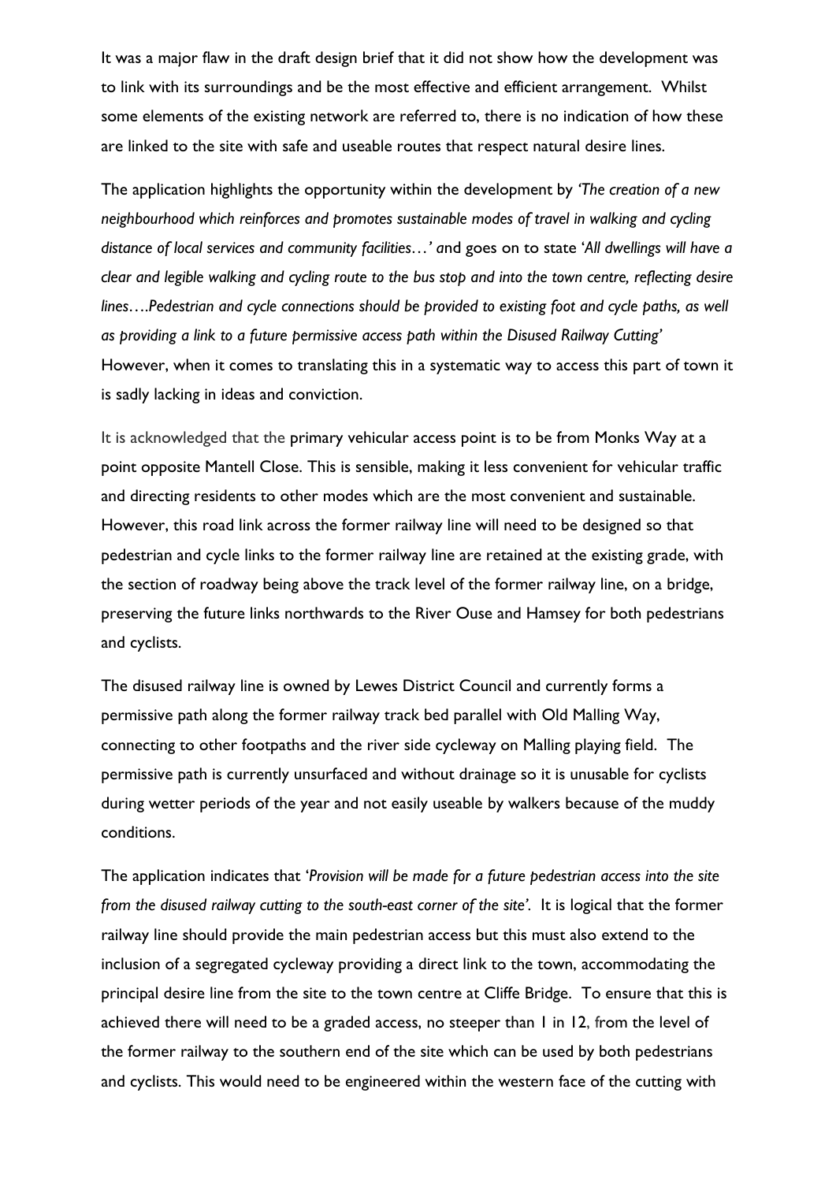It was a major flaw in the draft design brief that it did not show how the development was to link with its surroundings and be the most effective and efficient arrangement. Whilst some elements of the existing network are referred to, there is no indication of how these are linked to the site with safe and useable routes that respect natural desire lines.

The application highlights the opportunity within the development by *'The creation of a new neighbourhood which reinforces and promotes sustainable modes of travel in walking and cycling distance of local services and community facilities…'* and goes on to state *'All dwellings will have a clear and legible walking and cycling route to the bus stop and into the town centre, reflecting desire lines….Pedestrian and cycle connections should be provided to existing foot and cycle paths, as well as providing a link to a future permissive access path within the Disused Railway Cutting'* However, when it comes to translating this in a systematic way to access this part of town it is sadly lacking in ideas and conviction.

It is acknowledged that the primary vehicular access point is to be from Monks Way at a point opposite Mantell Close. This is sensible, making it less convenient for vehicular traffic and directing residents to other modes which are the most convenient and sustainable. However, this road link across the former railway line will need to be designed so that pedestrian and cycle links to the former railway line are retained at the existing grade, with the section of roadway being above the track level of the former railway line, on a bridge, preserving the future links northwards to the River Ouse and Hamsey for both pedestrians and cyclists.

The disused railway line is owned by Lewes District Council and currently forms a permissive path along the former railway track bed parallel with Old Malling Way, connecting to other footpaths and the river side cycleway on Malling playing field. The permissive path is currently unsurfaced and without drainage so it is unusable for cyclists during wetter periods of the year and not easily useable by walkers because of the muddy conditions.

The application indicates that *'Provision will be made for a future pedestrian access into the site from the disused railway cutting to the south-east corner of the site'.* It is logical that the former railway line should provide the main pedestrian access but this must also extend to the inclusion of a segregated cycleway providing a direct link to the town, accommodating the principal desire line from the site to the town centre at Cliffe Bridge. To ensure that this is achieved there will need to be a graded access, no steeper than 1 in 12, from the level of the former railway to the southern end of the site which can be used by both pedestrians and cyclists. This would need to be engineered within the western face of the cutting with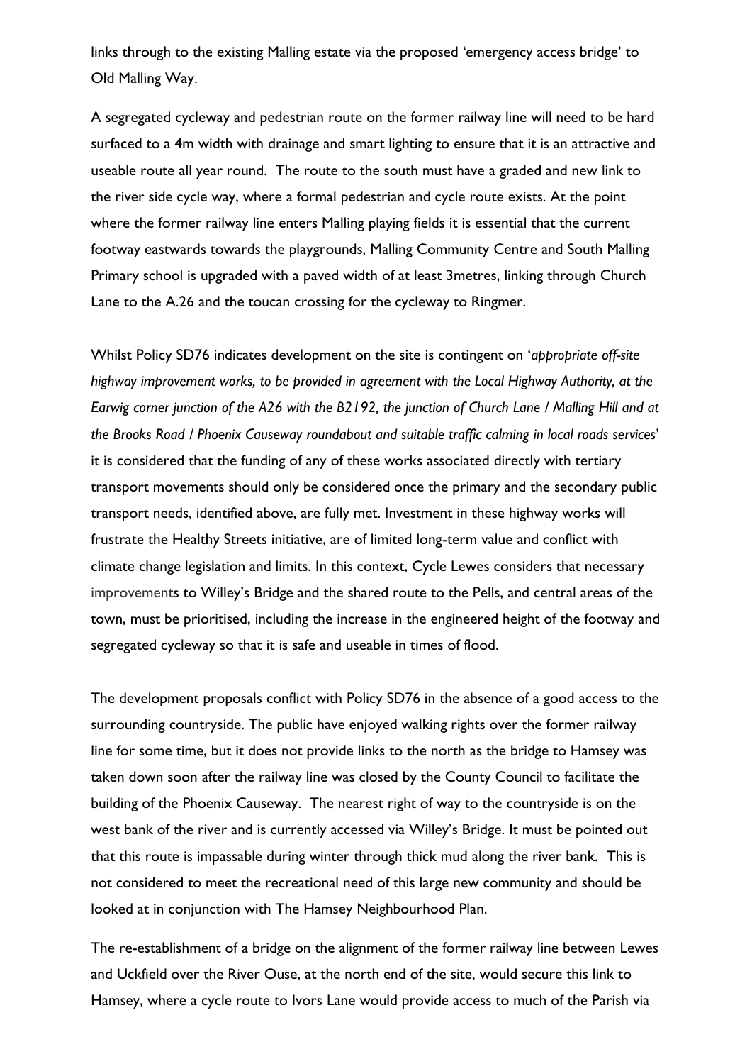links through to the existing Malling estate via the proposed 'emergency access bridge' to Old Malling Way.

A segregated cycleway and pedestrian route on the former railway line will need to be hard surfaced to a 4m width with drainage and smart lighting to ensure that it is an attractive and useable route all year round. The route to the south must have a graded and new link to the river side cycle way, where a formal pedestrian and cycle route exists. At the point where the former railway line enters Malling playing fields it is essential that the current footway eastwards towards the playgrounds, Malling Community Centre and South Malling Primary school is upgraded with a paved width of at least 3metres, linking through Church Lane to the A.26 and the toucan crossing for the cycleway to Ringmer.

Whilst Policy SD76 indicates development on the site is contingent on '*appropriate off-site highway improvement works, to be provided in agreement with the Local Highway Authority, at the Earwig corner junction of the A26 with the B2192, the junction of Church Lane / Malling Hill and at the Brooks Road / Phoenix Causeway roundabout and suitable traffic calming in local roads services*' it is considered that the funding of any of these works associated directly with tertiary transport movements should only be considered once the primary and the secondary public transport needs, identified above, are fully met. Investment in these highway works will frustrate the Healthy Streets initiative, are of limited long-term value and conflict with climate change legislation and limits. In this context, Cycle Lewes considers that necessary improvements to Willey's Bridge and the shared route to the Pells, and central areas of the town, must be prioritised, including the increase in the engineered height of the footway and segregated cycleway so that it is safe and useable in times of flood.

The development proposals conflict with Policy SD76 in the absence of a good access to the surrounding countryside. The public have enjoyed walking rights over the former railway line for some time, but it does not provide links to the north as the bridge to Hamsey was taken down soon after the railway line was closed by the County Council to facilitate the building of the Phoenix Causeway. The nearest right of way to the countryside is on the west bank of the river and is currently accessed via Willey's Bridge. It must be pointed out that this route is impassable during winter through thick mud along the river bank. This is not considered to meet the recreational need of this large new community and should be looked at in conjunction with The Hamsey Neighbourhood Plan.

The re-establishment of a bridge on the alignment of the former railway line between Lewes and Uckfield over the River Ouse, at the north end of the site, would secure this link to Hamsey, where a cycle route to Ivors Lane would provide access to much of the Parish via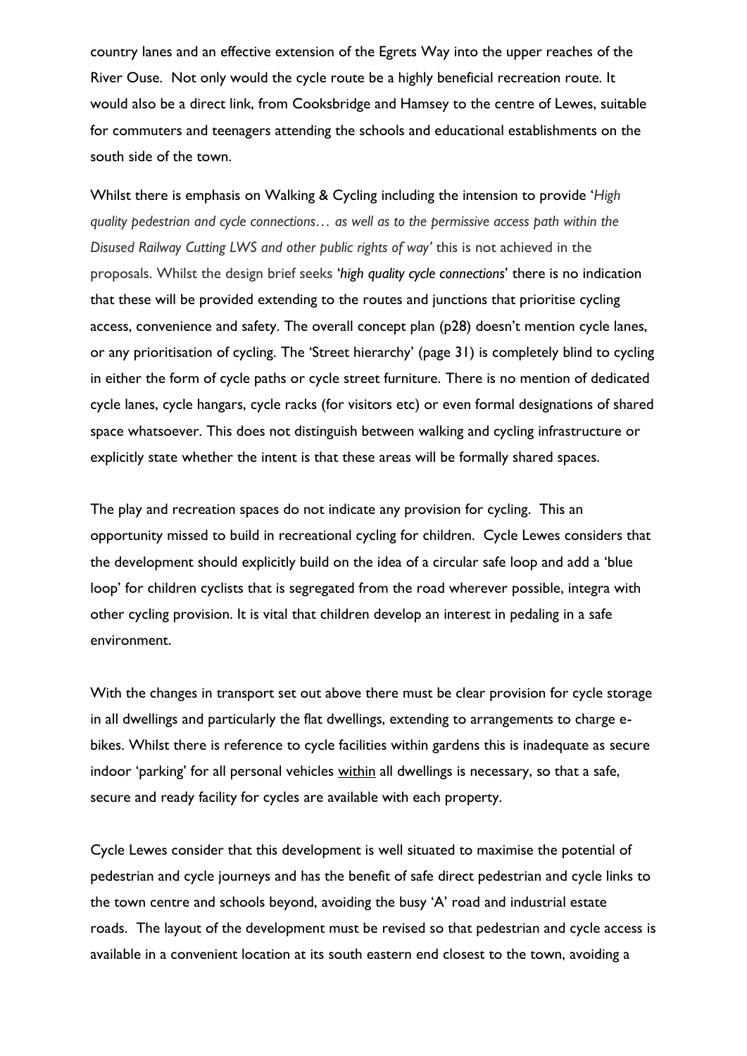country lanes and an effective extension of the Egrets Way into the upper reaches of the River Ouse. Not only would the cycle route be a highly beneficial recreation route. It would also be a direct link, from Cooksbridge and Hamsey to the centre of Lewes, suitable for commuters and teenagers attending the schools and educational establishments on the south side of the town.

Whilst there is emphasis on Walking & Cycling including the intension to provide '*High quality pedestrian and cycle connections… as well as to the permissive access path within the Disused Railway Cutting LWS and other public rights of way'* this is not achieved in the proposals. Whilst the design brief seeks '*high quality cycle connections*' there is no indication that these will be provided extending to the routes and junctions that prioritise cycling access, convenience and safety. The overall concept plan (p28) doesn't mention cycle lanes, or any prioritisation of cycling. The 'Street hierarchy' (page 31) is completely blind to cycling in either the form of cycle paths or cycle street furniture. There is no mention of dedicated cycle lanes, cycle hangars, cycle racks (for visitors etc) or even formal designations of shared space whatsoever. This does not distinguish between walking and cycling infrastructure or explicitly state whether the intent is that these areas will be formally shared spaces.

The play and recreation spaces do not indicate any provision for cycling. This an opportunity missed to build in recreational cycling for children. Cycle Lewes considers that the development should explicitly build on the idea of a circular safe loop and add a 'blue loop' for children cyclists that is segregated from the road wherever possible, integra with other cycling provision. It is vital that children develop an interest in pedaling in a safe environment.

With the changes in transport set out above there must be clear provision for cycle storage in all dwellings and particularly the flat dwellings, extending to arrangements to charge e-bikes. Whilst there is reference to cycle facilities within gardens this is inadequate as secure indoor 'parking' for all personal vehicles <u>within</u> all dwellings is necessary, so that a safe, secure and ready facility for cycles are available with each property.

Cycle Lewes consider that this development is well situated to maximise the potential of pedestrian and cycle journeys and has the benefit of safe direct pedestrian and cycle links to the town centre and schools beyond, avoiding the busy 'A' road and industrial estate roads. The layout of the development must be revised so that pedestrian and cycle access is available in a convenient location at its south eastern end closest to the town, avoiding a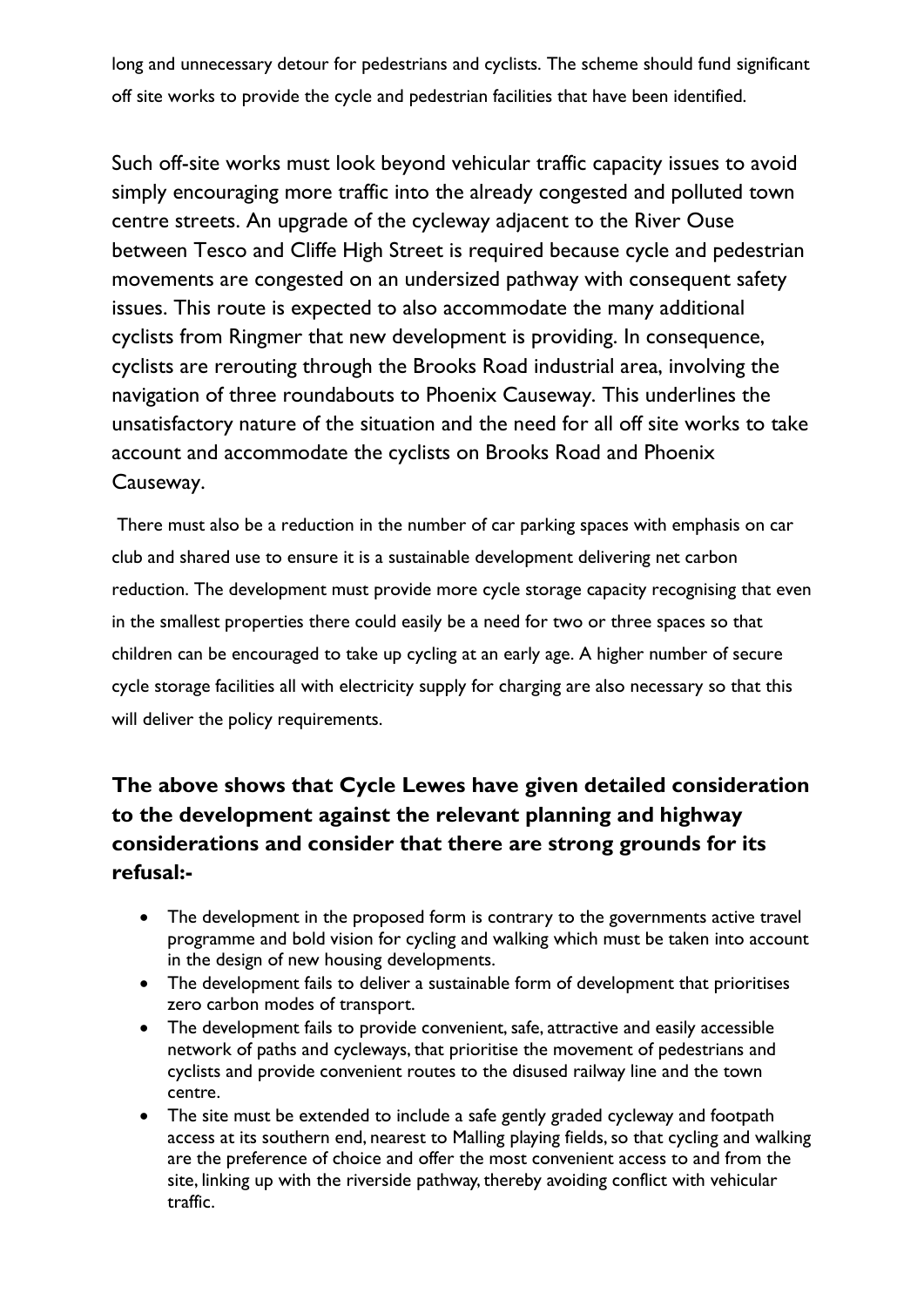long and unnecessary detour for pedestrians and cyclists. The scheme should fund significant off site works to provide the cycle and pedestrian facilities that have been identified.

Such off-site works must look beyond vehicular traffic capacity issues to avoid simply encouraging more traffic into the already congested and polluted town centre streets. An upgrade of the cycleway adjacent to the River Ouse between Tesco and Cliffe High Street is required because cycle and pedestrian movements are congested on an undersized pathway with consequent safety issues. This route is expected to also accommodate the many additional cyclists from Ringmer that new development is providing. In consequence, cyclists are rerouting through the Brooks Road industrial area, involving the navigation of three roundabouts to Phoenix Causeway. This underlines the unsatisfactory nature of the situation and the need for all off site works to take account and accommodate the cyclists on Brooks Road and Phoenix Causeway.

There must also be a reduction in the number of car parking spaces with emphasis on car club and shared use to ensure it is a sustainable development delivering net carbon reduction. The development must provide more cycle storage capacity recognising that even in the smallest properties there could easily be a need for two or three spaces so that children can be encouraged to take up cycling at an early age. A higher number of secure cycle storage facilities all with electricity supply for charging are also necessary so that this will deliver the policy requirements.

**The above shows that Cycle Lewes have given detailed consideration to the development against the relevant planning and highway considerations and consider that there are strong grounds for its refusal:-**

- The development in the proposed form is contrary to the governments active travel programme and bold vision for cycling and walking which must be taken into account in the design of new housing developments.
- The development fails to deliver a sustainable form of development that prioritises zero carbon modes of transport.
- The development fails to provide convenient, safe, attractive and easily accessible network of paths and cycleways, that prioritise the movement of pedestrians and cyclists and provide convenient routes to the disused railway line and the town centre.
- The site must be extended to include a safe gently graded cycleway and footpath access at its southern end, nearest to Malling playing fields, so that cycling and walking are the preference of choice and offer the most convenient access to and from the site, linking up with the riverside pathway, thereby avoiding conflict with vehicular traffic.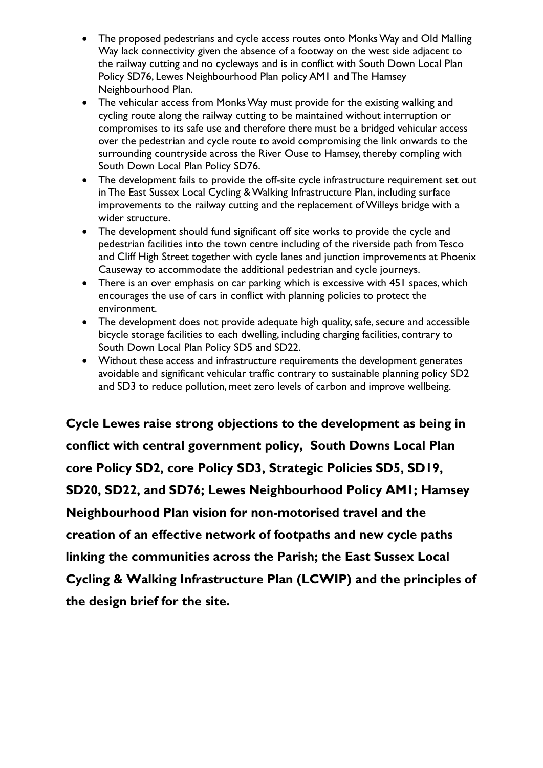- The proposed pedestrians and cycle access routes onto Monks Way and Old Malling Way lack connectivity given the absence of a footway on the west side adjacent to the railway cutting and no cycleways and is in conflict with South Down Local Plan Policy SD76, Lewes Neighbourhood Plan policy AM1 and The Hamsey Neighbourhood Plan.
- The vehicular access from Monks Way must provide for the existing walking and cycling route along the railway cutting to be maintained without interruption or compromises to its safe use and therefore there must be a bridged vehicular access over the pedestrian and cycle route to avoid compromising the link onwards to the surrounding countryside across the River Ouse to Hamsey, thereby compling with South Down Local Plan Policy SD76.
- The development fails to provide the off-site cycle infrastructure requirement set out in The East Sussex Local Cycling & Walking Infrastructure Plan, including surface improvements to the railway cutting and the replacement of Willeys bridge with a wider structure.
- The development should fund significant off site works to provide the cycle and pedestrian facilities into the town centre including of the riverside path from Tesco and Cliff High Street together with cycle lanes and junction improvements at Phoenix Causeway to accommodate the additional pedestrian and cycle journeys.
- There is an over emphasis on car parking which is excessive with 451 spaces, which encourages the use of cars in conflict with planning policies to protect the environment.
- The development does not provide adequate high quality, safe, secure and accessible bicycle storage facilities to each dwelling, including charging facilities, contrary to South Down Local Plan Policy SD5 and SD22.
- Without these access and infrastructure requirements the development generates avoidable and significant vehicular traffic contrary to sustainable planning policy SD2 and SD3 to reduce pollution, meet zero levels of carbon and improve wellbeing.

**Cycle Lewes raise strong objections to the development as being in conflict with central government policy, South Downs Local Plan core Policy SD2, core Policy SD3, Strategic Policies SD5, SD19, SD20, SD22, and SD76; Lewes Neighbourhood Policy AM1; Hamsey Neighbourhood Plan vision for non-motorised travel and the creation of an effective network of footpaths and new cycle paths linking the communities across the Parish; the East Sussex Local Cycling & Walking Infrastructure Plan (LCWIP) and the principles of the design brief for the site.**